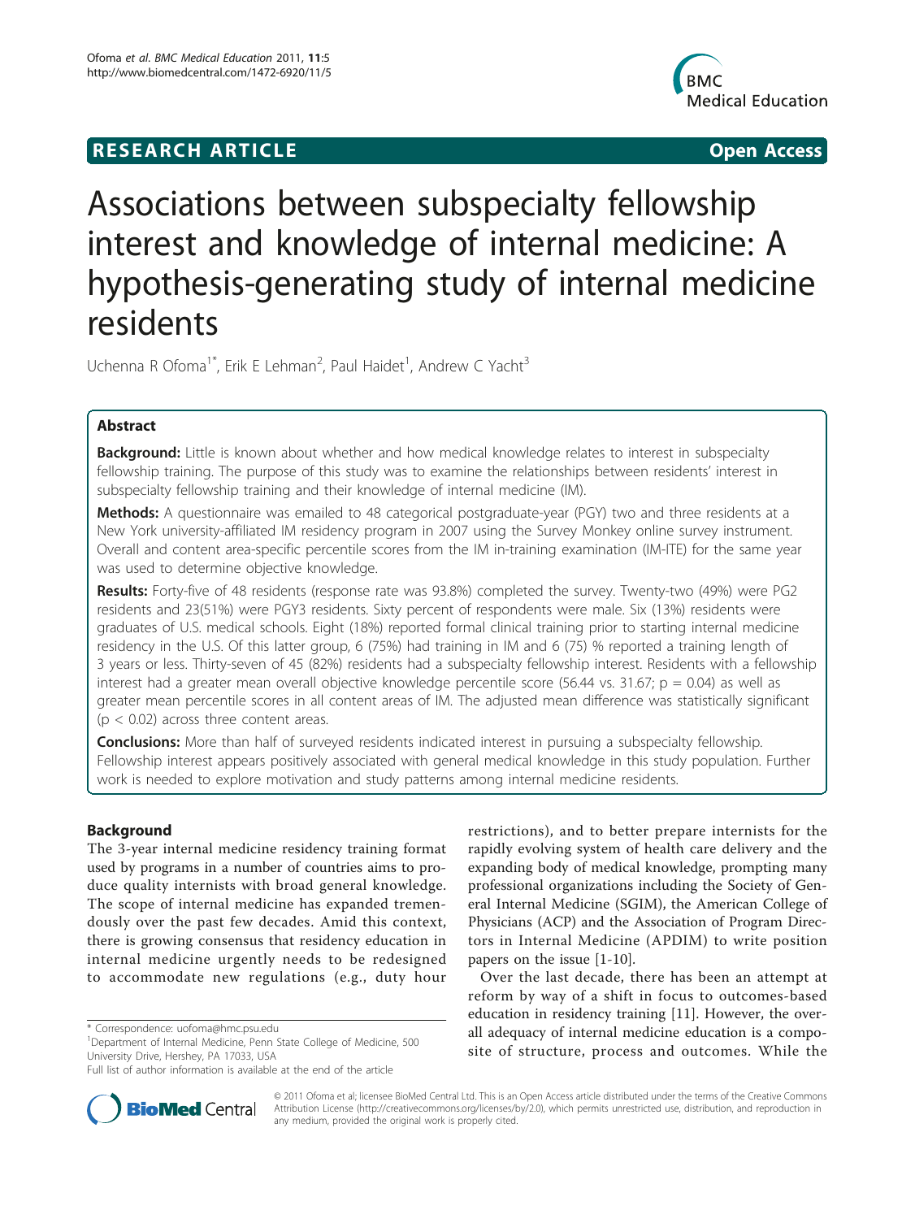**RESEARCH ARTICLE** **Open Access**

# Associations between subspecialty fellowship interest and knowledge of internal medicine: A hypothesis-generating study of internal medicine residents

Uchenna R Ofoma[1*], Erik E Lehman[2], Paul Haidet[1], Andrew C Yacht[3]

## Abstract

**Background:** Little is known about whether and how medical knowledge relates to interest in subspecialty fellowship training. The purpose of this study was to examine the relationships between residents' interest in subspecialty fellowship training and their knowledge of internal medicine (IM).

**Methods:** A questionnaire was emailed to 48 categorical postgraduate-year (PGY) two and three residents at a New York university-affiliated IM residency program in 2007 using the Survey Monkey online survey instrument. Overall and content area-specific percentile scores from the IM in-training examination (IM-ITE) for the same year was used to determine objective knowledge.

**Results:** Forty-five of 48 residents (response rate was 93.8%) completed the survey. Twenty-two (49%) were PG2 residents and 23(51%) were PGY3 residents. Sixty percent of respondents were male. Six (13%) residents were graduates of U.S. medical schools. Eight (18%) reported formal clinical training prior to starting internal medicine residency in the U.S. Of this latter group, 6 (75%) had training in IM and 6 (75) % reported a training length of 3 years or less. Thirty-seven of 45 (82%) residents had a subspecialty fellowship interest. Residents with a fellowship interest had a greater mean overall objective knowledge percentile score (56.44 vs. 31.67; $p = 0.04$) as well as greater mean percentile scores in all content areas of IM. The adjusted mean difference was statistically significant ($p < 0.02$) across three content areas.

**Conclusions:** More than half of surveyed residents indicated interest in pursuing a subspecialty fellowship. Fellowship interest appears positively associated with general medical knowledge in this study population. Further work is needed to explore motivation and study patterns among internal medicine residents.

## Background

The 3-year internal medicine residency training format used by programs in a number of countries aims to produce quality internists with broad general knowledge. The scope of internal medicine has expanded tremendously over the past few decades. Amid this context, there is growing consensus that residency education in internal medicine urgently needs to be redesigned to accommodate new regulations (e.g., duty hour restrictions), and to better prepare internists for the rapidly evolving system of health care delivery and the expanding body of medical knowledge, prompting many professional organizations including the Society of General Internal Medicine (SGIM), the American College of Physicians (ACP) and the Association of Program Directors in Internal Medicine (APDIM) to write position papers on the issue [1-10].

Over the last decade, there has been an attempt at reform by way of a shift in focus to outcomes-based education in residency training [11]. However, the overall adequacy of internal medicine education is a composite of structure, process and outcomes. While the

\* Correspondence: uofoma@hmc.psu.edu
[1]Department of Internal Medicine, Penn State College of Medicine, 500 University Drive, Hershey, PA 17033, USA
Full list of author information is available at the end of the article

© 2011 Ofoma et al; licensee BioMed Central Ltd. This is an Open Access article distributed under the terms of the Creative Commons Attribution License (http://creativecommons.org/licenses/by/2.0), which permits unrestricted use, distribution, and reproduction in any medium, provided the original work is properly cited.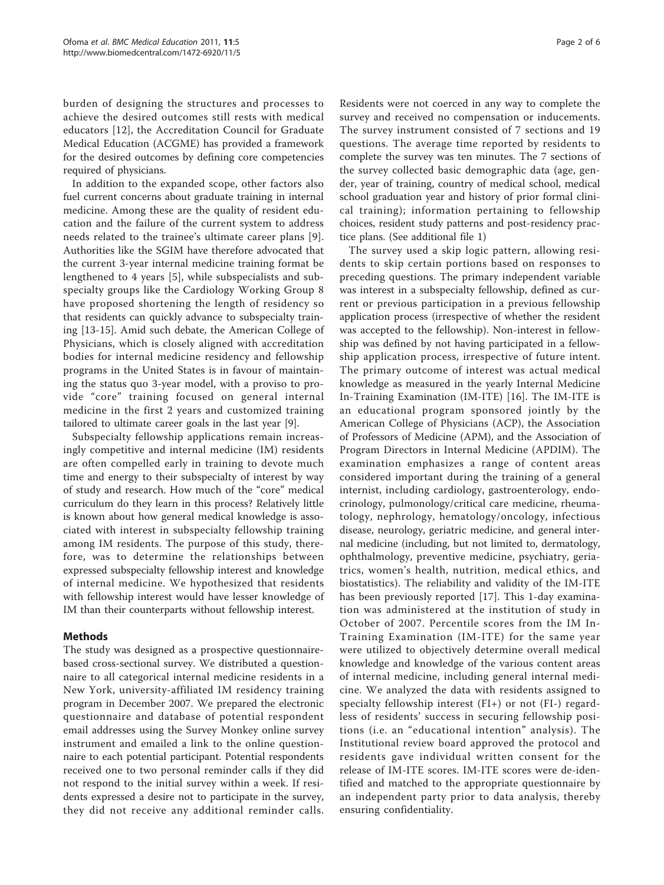burden of designing the structures and processes to achieve the desired outcomes still rests with medical educators [12], the Accreditation Council for Graduate Medical Education (ACGME) has provided a framework for the desired outcomes by defining core competencies required of physicians.

In addition to the expanded scope, other factors also fuel current concerns about graduate training in internal medicine. Among these are the quality of resident education and the failure of the current system to address needs related to the trainee's ultimate career plans [9]. Authorities like the SGIM have therefore advocated that the current 3-year internal medicine training format be lengthened to 4 years [5], while subspecialists and subspecialty groups like the Cardiology Working Group 8 have proposed shortening the length of residency so that residents can quickly advance to subspecialty training [13-15]. Amid such debate, the American College of Physicians, which is closely aligned with accreditation bodies for internal medicine residency and fellowship programs in the United States is in favour of maintaining the status quo 3-year model, with a proviso to provide "core" training focused on general internal medicine in the first 2 years and customized training tailored to ultimate career goals in the last year [9].

Subspecialty fellowship applications remain increasingly competitive and internal medicine (IM) residents are often compelled early in training to devote much time and energy to their subspecialty of interest by way of study and research. How much of the "core" medical curriculum do they learn in this process? Relatively little is known about how general medical knowledge is associated with interest in subspecialty fellowship training among IM residents. The purpose of this study, therefore, was to determine the relationships between expressed subspecialty fellowship interest and knowledge of internal medicine. We hypothesized that residents with fellowship interest would have lesser knowledge of IM than their counterparts without fellowship interest.

## Methods

The study was designed as a prospective questionnaire-based cross-sectional survey. We distributed a questionnaire to all categorical internal medicine residents in a New York, university-affiliated IM residency training program in December 2007. We prepared the electronic questionnaire and database of potential respondent email addresses using the Survey Monkey online survey instrument and emailed a link to the online questionnaire to each potential participant. Potential respondents received one to two personal reminder calls if they did not respond to the initial survey within a week. If residents expressed a desire not to participate in the survey, they did not receive any additional reminder calls. Residents were not coerced in any way to complete the survey and received no compensation or inducements. The survey instrument consisted of 7 sections and 19 questions. The average time reported by residents to complete the survey was ten minutes. The 7 sections of the survey collected basic demographic data (age, gender, year of training, country of medical school, medical school graduation year and history of prior formal clinical training); information pertaining to fellowship choices, resident study patterns and post-residency practice plans. (See additional file 1)

The survey used a skip logic pattern, allowing residents to skip certain portions based on responses to preceding questions. The primary independent variable was interest in a subspecialty fellowship, defined as current or previous participation in a previous fellowship application process (irrespective of whether the resident was accepted to the fellowship). Non-interest in fellowship was defined by not having participated in a fellowship application process, irrespective of future intent. The primary outcome of interest was actual medical knowledge as measured in the yearly Internal Medicine In-Training Examination (IM-ITE) [16]. The IM-ITE is an educational program sponsored jointly by the American College of Physicians (ACP), the Association of Professors of Medicine (APM), and the Association of Program Directors in Internal Medicine (APDIM). The examination emphasizes a range of content areas considered important during the training of a general internist, including cardiology, gastroenterology, endocrinology, pulmonology/critical care medicine, rheumatology, nephrology, hematology/oncology, infectious disease, neurology, geriatric medicine, and general internal medicine (including, but not limited to, dermatology, ophthalmology, preventive medicine, psychiatry, geriatrics, women's health, nutrition, medical ethics, and biostatistics). The reliability and validity of the IM-ITE has been previously reported [17]. This 1-day examination was administered at the institution of study in October of 2007. Percentile scores from the IM In-Training Examination (IM-ITE) for the same year were utilized to objectively determine overall medical knowledge and knowledge of the various content areas of internal medicine, including general internal medicine. We analyzed the data with residents assigned to specialty fellowship interest (FI+) or not (FI-) regardless of residents' success in securing fellowship positions (i.e. an "educational intention" analysis). The Institutional review board approved the protocol and residents gave individual written consent for the release of IM-ITE scores. IM-ITE scores were de-identified and matched to the appropriate questionnaire by an independent party prior to data analysis, thereby ensuring confidentiality.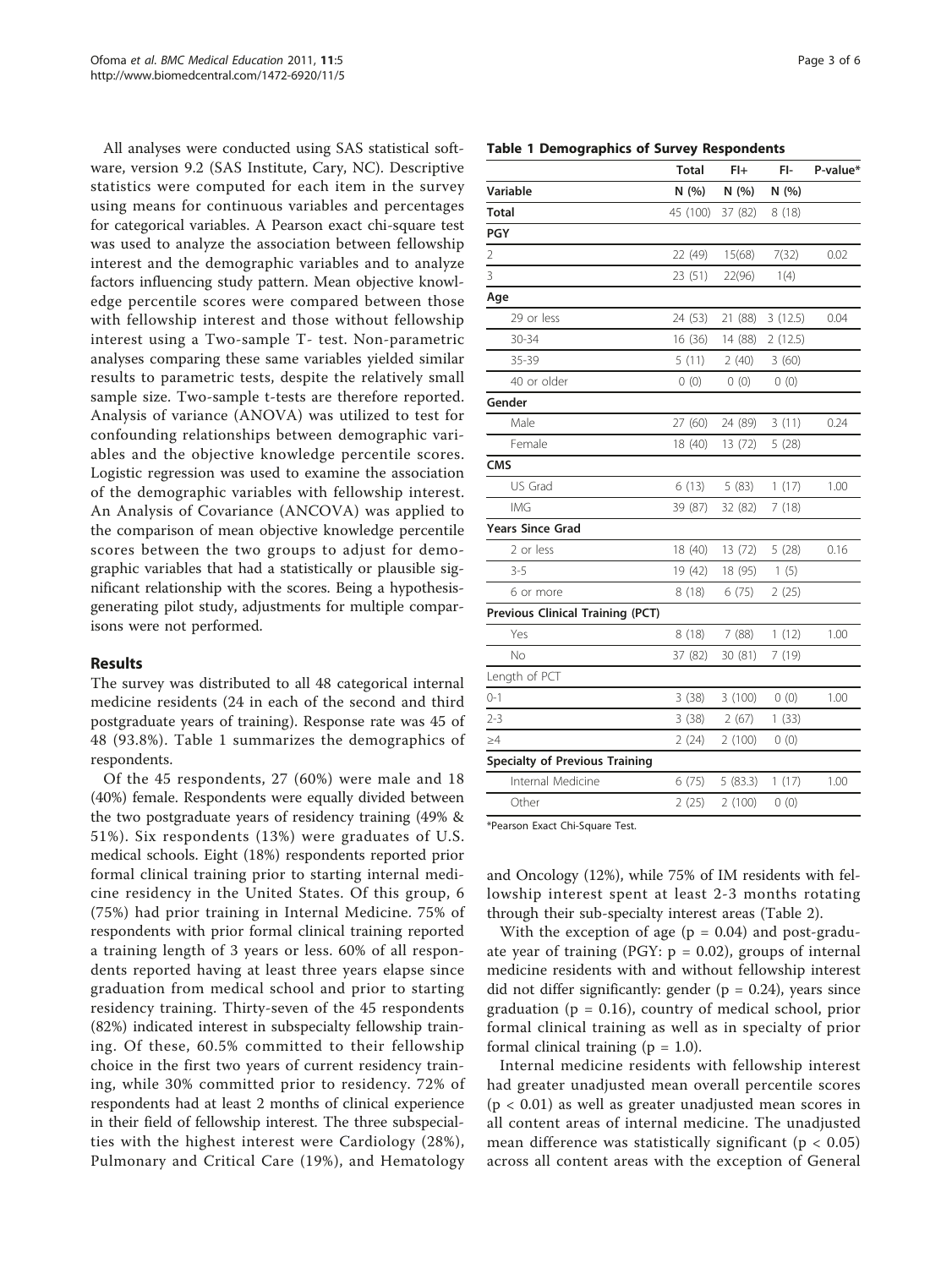All analyses were conducted using SAS statistical software, version 9.2 (SAS Institute, Cary, NC). Descriptive statistics were computed for each item in the survey using means for continuous variables and percentages for categorical variables. A Pearson exact chi-square test was used to analyze the association between fellowship interest and the demographic variables and to analyze factors influencing study pattern. Mean objective knowledge percentile scores were compared between those with fellowship interest and those without fellowship interest using a Two-sample T- test. Non-parametric analyses comparing these same variables yielded similar results to parametric tests, despite the relatively small sample size. Two-sample t-tests are therefore reported. Analysis of variance (ANOVA) was utilized to test for confounding relationships between demographic variables and the objective knowledge percentile scores. Logistic regression was used to examine the association of the demographic variables with fellowship interest. An Analysis of Covariance (ANCOVA) was applied to the comparison of mean objective knowledge percentile scores between the two groups to adjust for demographic variables that had a statistically or plausible significant relationship with the scores. Being a hypothesis-generating pilot study, adjustments for multiple comparisons were not performed.

## Results

The survey was distributed to all 48 categorical internal medicine residents (24 in each of the second and third postgraduate years of training). Response rate was 45 of 48 (93.8%). Table 1 summarizes the demographics of respondents.

Of the 45 respondents, 27 (60%) were male and 18 (40%) female. Respondents were equally divided between the two postgraduate years of residency training (49% & 51%). Six respondents (13%) were graduates of U.S. medical schools. Eight (18%) respondents reported prior formal clinical training prior to starting internal medicine residency in the United States. Of this group, 6 (75%) had prior training in Internal Medicine. 75% of respondents with prior formal clinical training reported a training length of 3 years or less. 60% of all respondents reported having at least three years elapse since graduation from medical school and prior to starting residency training. Thirty-seven of the 45 respondents (82%) indicated interest in subspecialty fellowship training. Of these, 60.5% committed to their fellowship choice in the first two years of current residency training, while 30% committed prior to residency. 72% of respondents had at least 2 months of clinical experience in their field of fellowship interest. The three subspecialties with the highest interest were Cardiology (28%), Pulmonary and Critical Care (19%), and Hematology

**Table 1 Demographics of Survey Respondents**

| | Total | FI+ | FI- | P-value* |
|---|---|---|---|---|
| **Variable** | N (%) | N (%) | N (%) | |
| **Total** | 45 (100) | 37 (82) | 8 (18) | |
| **PGY** | | | | |
| 2 | 22 (49) | 15(68) | 7(32) | 0.02 |
| 3 | 23 (51) | 22(96) | 1(4) | |
| **Age** | | | | |
| 29 or less | 24 (53) | 21 (88) | 3 (12.5) | 0.04 |
| 30-34 | 16 (36) | 14 (88) | 2 (12.5) | |
| 35-39 | 5 (11) | 2 (40) | 3 (60) | |
| 40 or older | 0 (0) | 0 (0) | 0 (0) | |
| **Gender** | | | | |
| Male | 27 (60) | 24 (89) | 3 (11) | 0.24 |
| Female | 18 (40) | 13 (72) | 5 (28) | |
| **CMS** | | | | |
| US Grad | 6 (13) | 5 (83) | 1 (17) | 1.00 |
| IMG | 39 (87) | 32 (82) | 7 (18) | |
| **Years Since Grad** | | | | |
| 2 or less | 18 (40) | 13 (72) | 5 (28) | 0.16 |
| 3-5 | 19 (42) | 18 (95) | 1 (5) | |
| 6 or more | 8 (18) | 6 (75) | 2 (25) | |
| **Previous Clinical Training (PCT)** | | | | |
| Yes | 8 (18) | 7 (88) | 1 (12) | 1.00 |
| No | 37 (82) | 30 (81) | 7 (19) | |
| Length of PCT | | | | |
| 0-1 | 3 (38) | 3 (100) | 0 (0) | 1.00 |
| 2-3 | 3 (38) | 2 (67) | 1 (33) | |
| ≥4 | 2 (24) | 2 (100) | 0 (0) | |
| **Specialty of Previous Training** | | | | |
| Internal Medicine | 6 (75) | 5 (83.3) | 1 (17) | 1.00 |
| Other | 2 (25) | 2 (100) | 0 (0) | |

*Pearson Exact Chi-Square Test.

and Oncology (12%), while 75% of IM residents with fellowship interest spent at least 2-3 months rotating through their sub-specialty interest areas (Table 2).

With the exception of age ($p = 0.04$) and post-graduate year of training (PGY: $p = 0.02$), groups of internal medicine residents with and without fellowship interest did not differ significantly: gender ($p = 0.24$), years since graduation ($p = 0.16$), country of medical school, prior formal clinical training as well as in specialty of prior formal clinical training ($p = 1.0$).

Internal medicine residents with fellowship interest had greater unadjusted mean overall percentile scores ($p < 0.01$) as well as greater unadjusted mean scores in all content areas of internal medicine. The unadjusted mean difference was statistically significant ($p < 0.05$) across all content areas with the exception of General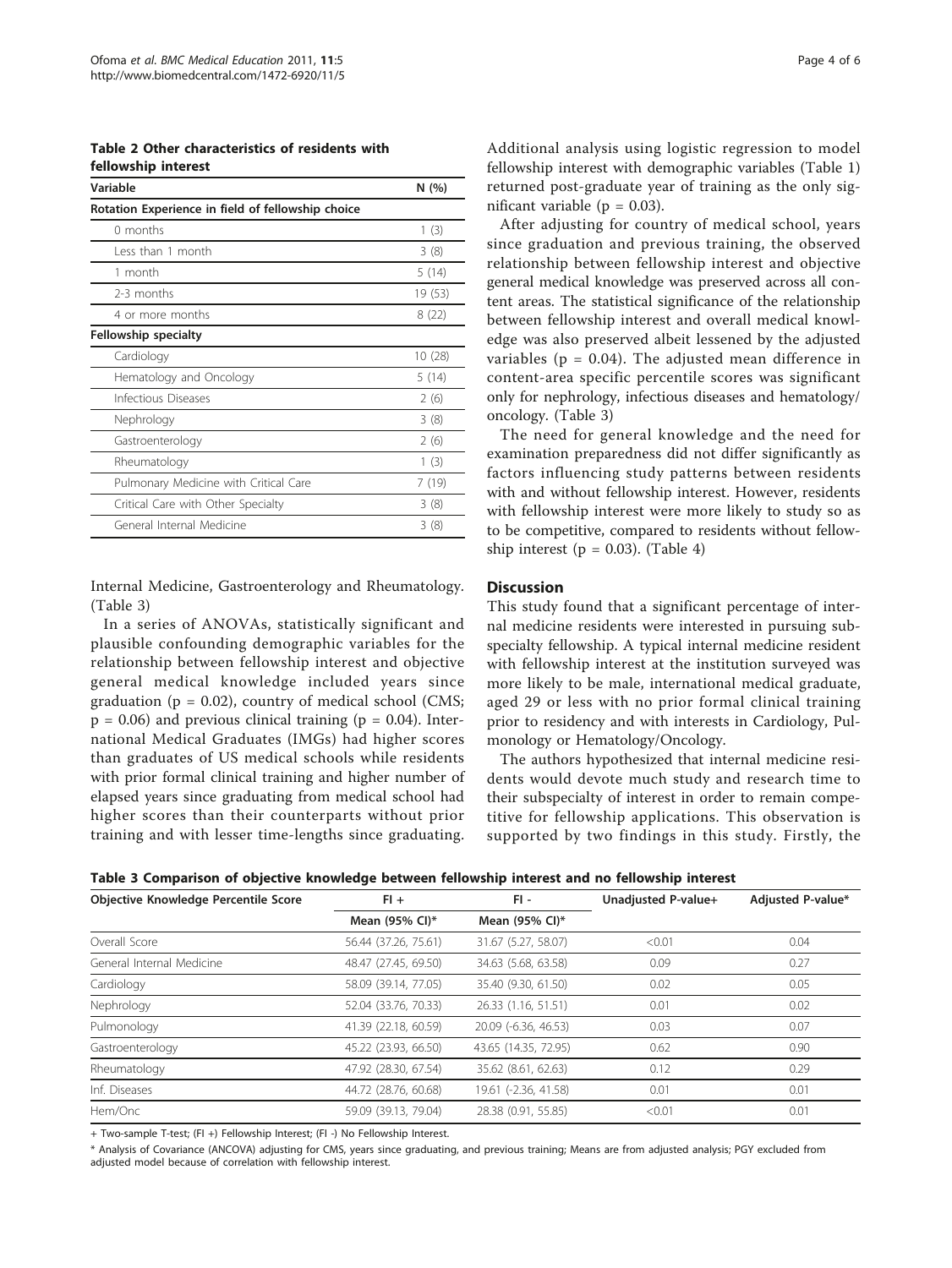**Table 2 Other characteristics of residents with fellowship interest**

| Variable | N (%) |
|---|---|
| **Rotation Experience in field of fellowship choice** | |
| 0 months | 1 (3) |
| Less than 1 month | 3 (8) |
| 1 month | 5 (14) |
| 2-3 months | 19 (53) |
| 4 or more months | 8 (22) |
| **Fellowship specialty** | |
| Cardiology | 10 (28) |
| Hematology and Oncology | 5 (14) |
| Infectious Diseases | 2 (6) |
| Nephrology | 3 (8) |
| Gastroenterology | 2 (6) |
| Rheumatology | 1 (3) |
| Pulmonary Medicine with Critical Care | 7 (19) |
| Critical Care with Other Specialty | 3 (8) |
| General Internal Medicine | 3 (8) |

Internal Medicine, Gastroenterology and Rheumatology. (Table 3)

In a series of ANOVAs, statistically significant and plausible confounding demographic variables for the relationship between fellowship interest and objective general medical knowledge included years since graduation ($p = 0.02$), country of medical school (CMS; $p = 0.06$) and previous clinical training ($p = 0.04$). International Medical Graduates (IMGs) had higher scores than graduates of US medical schools while residents with prior formal clinical training and higher number of elapsed years since graduating from medical school had higher scores than their counterparts without prior training and with lesser time-lengths since graduating.

Additional analysis using logistic regression to model fellowship interest with demographic variables (Table 1) returned post-graduate year of training as the only significant variable ($p = 0.03$).

After adjusting for country of medical school, years since graduation and previous training, the observed relationship between fellowship interest and objective general medical knowledge was preserved across all content areas. The statistical significance of the relationship between fellowship interest and overall medical knowledge was also preserved albeit lessened by the adjusted variables ($p = 0.04$). The adjusted mean difference in content-area specific percentile scores was significant only for nephrology, infectious diseases and hematology/oncology. (Table 3)

The need for general knowledge and the need for examination preparedness did not differ significantly as factors influencing study patterns between residents with and without fellowship interest. However, residents with fellowship interest were more likely to study so as to be competitive, compared to residents without fellowship interest ($p = 0.03$). (Table 4)

## Discussion

This study found that a significant percentage of internal medicine residents were interested in pursuing subspecialty fellowship. A typical internal medicine resident with fellowship interest at the institution surveyed was more likely to be male, international medical graduate, aged 29 or less with no prior formal clinical training prior to residency and with interests in Cardiology, Pulmonology or Hematology/Oncology.

The authors hypothesized that internal medicine residents would devote much study and research time to their subspecialty of interest in order to remain competitive for fellowship applications. This observation is supported by two findings in this study. Firstly, the

**Table 3 Comparison of objective knowledge between fellowship interest and no fellowship interest**

| Objective Knowledge Percentile Score | FI + | FI - | Unadjusted P-value+ | Adjusted P-value* |
|---|---|---|---|---|
| | Mean (95% CI)* | Mean (95% CI)* | | |
| Overall Score | 56.44 (37.26, 75.61) | 31.67 (5.27, 58.07) | <0.01 | 0.04 |
| General Internal Medicine | 48.47 (27.45, 69.50) | 34.63 (5.68, 63.58) | 0.09 | 0.27 |
| Cardiology | 58.09 (39.14, 77.05) | 35.40 (9.30, 61.50) | 0.02 | 0.05 |
| Nephrology | 52.04 (33.76, 70.33) | 26.33 (1.16, 51.51) | 0.01 | 0.02 |
| Pulmonology | 41.39 (22.18, 60.59) | 20.09 (-6.36, 46.53) | 0.03 | 0.07 |
| Gastroenterology | 45.22 (23.93, 66.50) | 43.65 (14.35, 72.95) | 0.62 | 0.90 |
| Rheumatology | 47.92 (28.30, 67.54) | 35.62 (8.61, 62.63) | 0.12 | 0.29 |
| Inf. Diseases | 44.72 (28.76, 60.68) | 19.61 (-2.36, 41.58) | 0.01 | 0.01 |
| Hem/Onc | 59.09 (39.13, 79.04) | 28.38 (0.91, 55.85) | <0.01 | 0.01 |

+ Two-sample T-test; (FI +) Fellowship Interest; (FI -) No Fellowship Interest.

* Analysis of Covariance (ANCOVA) adjusting for CMS, years since graduating, and previous training; Means are from adjusted analysis; PGY excluded from adjusted model because of correlation with fellowship interest.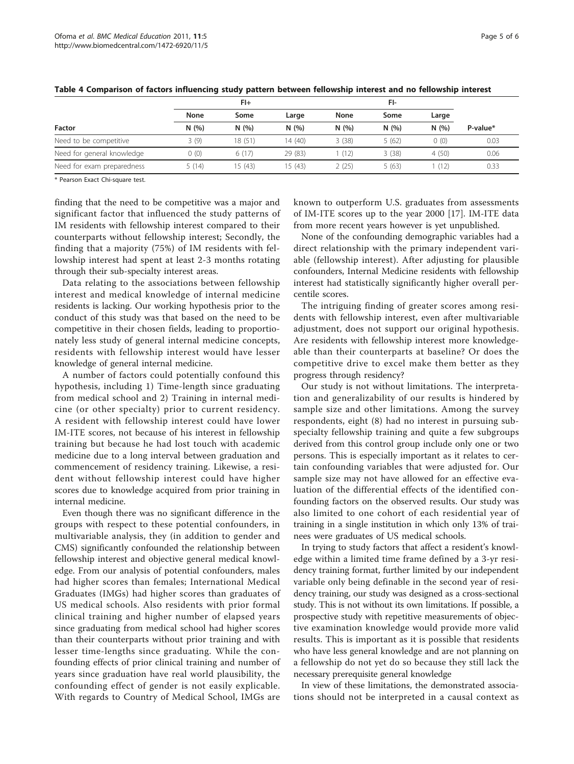**Table 4 Comparison of factors influencing study pattern between fellowship interest and no fellowship interest**

| | FI+ | | | FI- | | | |
|---|---|---|---|---|---|---|---|
| | None | Some | Large | None | Some | Large | |
| Factor | N (%) | N (%) | N (%) | N (%) | N (%) | N (%) | P-value* |
| Need to be competitive | 3 (9) | 18 (51) | 14 (40) | 3 (38) | 5 (62) | 0 (0) | 0.03 |
| Need for general knowledge | 0 (0) | 6 (17) | 29 (83) | 1 (12) | 3 (38) | 4 (50) | 0.06 |
| Need for exam preparedness | 5 (14) | 15 (43) | 15 (43) | 2 (25) | 5 (63) | 1 (12) | 0.33 |

* Pearson Exact Chi-square test.

finding that the need to be competitive was a major and significant factor that influenced the study patterns of IM residents with fellowship interest compared to their counterparts without fellowship interest; Secondly, the finding that a majority (75%) of IM residents with fellowship interest had spent at least 2-3 months rotating through their sub-specialty interest areas.

Data relating to the associations between fellowship interest and medical knowledge of internal medicine residents is lacking. Our working hypothesis prior to the conduct of this study was that based on the need to be competitive in their chosen fields, leading to proportionately less study of general internal medicine concepts, residents with fellowship interest would have lesser knowledge of general internal medicine.

A number of factors could potentially confound this hypothesis, including 1) Time-length since graduating from medical school and 2) Training in internal medicine (or other specialty) prior to current residency. A resident with fellowship interest could have lower IM-ITE scores, not because of his interest in fellowship training but because he had lost touch with academic medicine due to a long interval between graduation and commencement of residency training. Likewise, a resident without fellowship interest could have higher scores due to knowledge acquired from prior training in internal medicine.

Even though there was no significant difference in the groups with respect to these potential confounders, in multivariable analysis, they (in addition to gender and CMS) significantly confounded the relationship between fellowship interest and objective general medical knowledge. From our analysis of potential confounders, males had higher scores than females; International Medical Graduates (IMGs) had higher scores than graduates of US medical schools. Also residents with prior formal clinical training and higher number of elapsed years since graduating from medical school had higher scores than their counterparts without prior training and with lesser time-lengths since graduating. While the confounding effects of prior clinical training and number of years since graduation have real world plausibility, the confounding effect of gender is not easily explicable. With regards to Country of Medical School, IMGs are known to outperform U.S. graduates from assessments of IM-ITE scores up to the year 2000 [17]. IM-ITE data from more recent years however is yet unpublished.

None of the confounding demographic variables had a direct relationship with the primary independent variable (fellowship interest). After adjusting for plausible confounders, Internal Medicine residents with fellowship interest had statistically significantly higher overall percentile scores.

The intriguing finding of greater scores among residents with fellowship interest, even after multivariable adjustment, does not support our original hypothesis. Are residents with fellowship interest more knowledgeable than their counterparts at baseline? Or does the competitive drive to excel make them better as they progress through residency?

Our study is not without limitations. The interpretation and generalizability of our results is hindered by sample size and other limitations. Among the survey respondents, eight (8) had no interest in pursuing subspecialty fellowship training and quite a few subgroups derived from this control group include only one or two persons. This is especially important as it relates to certain confounding variables that were adjusted for. Our sample size may not have allowed for an effective evaluation of the differential effects of the identified confounding factors on the observed results. Our study was also limited to one cohort of each residential year of training in a single institution in which only 13% of trainees were graduates of US medical schools.

In trying to study factors that affect a resident's knowledge within a limited time frame defined by a 3-yr residency training format, further limited by our independent variable only being definable in the second year of residency training, our study was designed as a cross-sectional study. This is not without its own limitations. If possible, a prospective study with repetitive measurements of objective examination knowledge would provide more valid results. This is important as it is possible that residents who have less general knowledge and are not planning on a fellowship do not yet do so because they still lack the necessary prerequisite general knowledge

In view of these limitations, the demonstrated associations should not be interpreted in a causal context as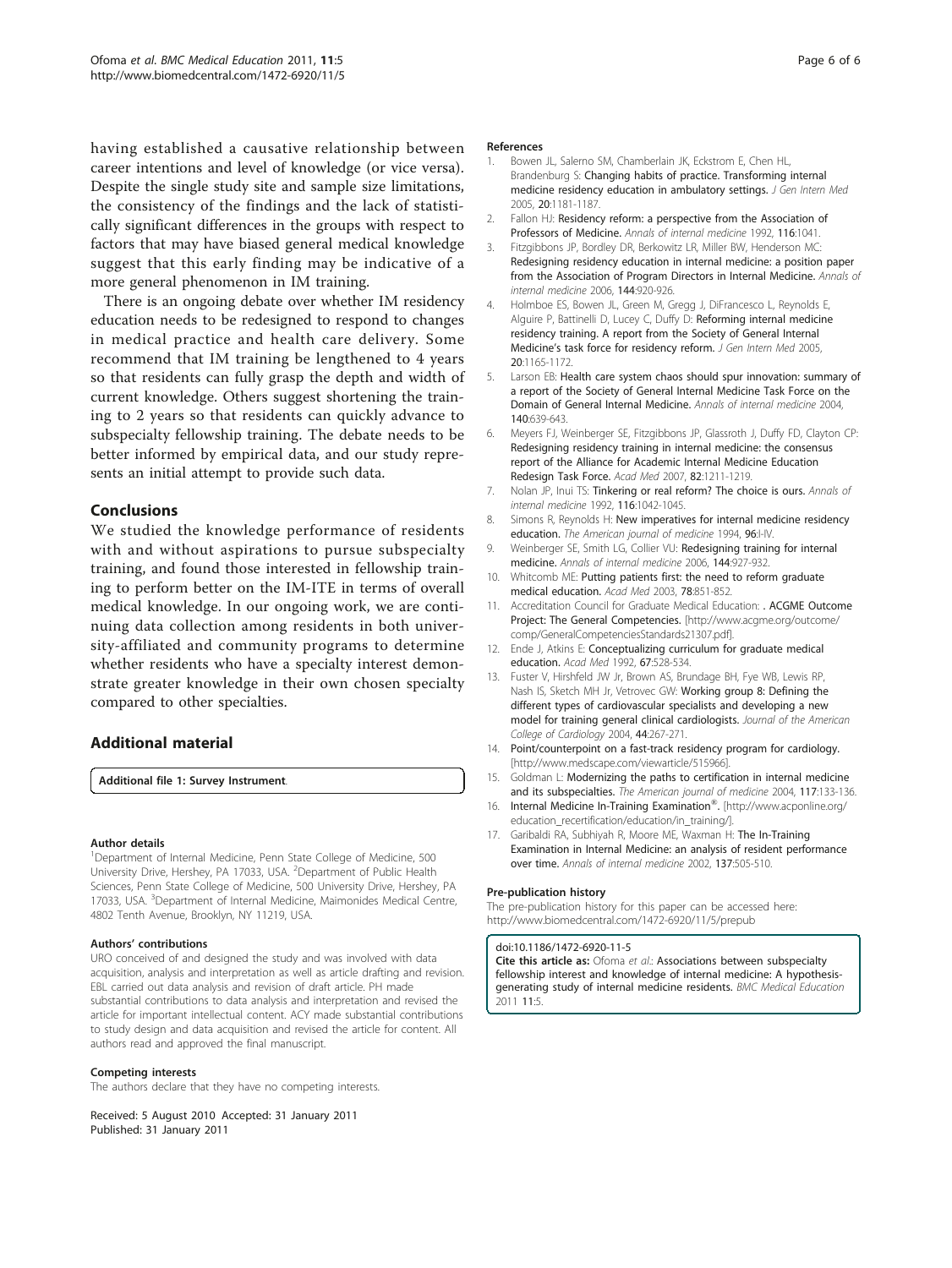having established a causative relationship between career intentions and level of knowledge (or vice versa). Despite the single study site and sample size limitations, the consistency of the findings and the lack of statistically significant differences in the groups with respect to factors that may have biased general medical knowledge suggest that this early finding may be indicative of a more general phenomenon in IM training.

There is an ongoing debate over whether IM residency education needs to be redesigned to respond to changes in medical practice and health care delivery. Some recommend that IM training be lengthened to 4 years so that residents can fully grasp the depth and width of current knowledge. Others suggest shortening the training to 2 years so that residents can quickly advance to subspecialty fellowship training. The debate needs to be better informed by empirical data, and our study represents an initial attempt to provide such data.

## Conclusions

We studied the knowledge performance of residents with and without aspirations to pursue subspecialty training, and found those interested in fellowship training to perform better on the IM-ITE in terms of overall medical knowledge. In our ongoing work, we are continuing data collection among residents in both university-affiliated and community programs to determine whether residents who have a specialty interest demonstrate greater knowledge in their own chosen specialty compared to other specialties.

## Additional material

**Additional file 1: Survey Instrument.**

#### Author details

[1]Department of Internal Medicine, Penn State College of Medicine, 500 University Drive, Hershey, PA 17033, USA. [2]Department of Public Health Sciences, Penn State College of Medicine, 500 University Drive, Hershey, PA 17033, USA. [3]Department of Internal Medicine, Maimonides Medical Centre, 4802 Tenth Avenue, Brooklyn, NY 11219, USA.

#### Authors' contributions

URO conceived of and designed the study and was involved with data acquisition, analysis and interpretation as well as article drafting and revision. EBL carried out data analysis and revision of draft article. PH made substantial contributions to data analysis and interpretation and revised the article for important intellectual content. ACY made substantial contributions to study design and data acquisition and revised the article for content. All authors read and approved the final manuscript.

#### Competing interests

The authors declare that they have no competing interests.

Received: 5 August 2010 Accepted: 31 January 2011
Published: 31 January 2011

#### References

1. Bowen JL, Salerno SM, Chamberlain JK, Eckstrom E, Chen HL, Brandenburg S: **Changing habits of practice. Transforming internal medicine residency education in ambulatory settings.** *J Gen Intern Med* 2005, **20**:1181-1187.
2. Fallon HJ: **Residency reform: a perspective from the Association of Professors of Medicine.** *Annals of internal medicine* 1992, **116**:1041.
3. Fitzgibbons JP, Bordley DR, Berkowitz LR, Miller BW, Henderson MC: **Redesigning residency education in internal medicine: a position paper from the Association of Program Directors in Internal Medicine.** *Annals of internal medicine* 2006, **144**:920-926.
4. Holmboe ES, Bowen JL, Green M, Gregg J, DiFrancesco L, Reynolds E, Alguire P, Battinelli D, Lucey C, Duffy D: **Reforming internal medicine residency training. A report from the Society of General Internal Medicine's task force for residency reform.** *J Gen Intern Med* 2005, **20**:1165-1172.
5. Larson EB: **Health care system chaos should spur innovation: summary of a report of the Society of General Internal Medicine Task Force on the Domain of General Internal Medicine.** *Annals of internal medicine* 2004, **140**:639-643.
6. Meyers FJ, Weinberger SE, Fitzgibbons JP, Glassroth J, Duffy FD, Clayton CP: **Redesigning residency training in internal medicine: the consensus report of the Alliance for Academic Internal Medicine Education Redesign Task Force.** *Acad Med* 2007, **82**:1211-1219.
7. Nolan JP, Inui TS: **Tinkering or real reform? The choice is ours.** *Annals of internal medicine* 1992, **116**:1042-1045.
8. Simons R, Reynolds H: **New imperatives for internal medicine residency education.** *The American journal of medicine* 1994, **96**:I-IV.
9. Weinberger SE, Smith LG, Collier VU: **Redesigning training for internal medicine.** *Annals of internal medicine* 2006, **144**:927-932.
10. Whitcomb ME: **Putting patients first: the need to reform graduate medical education.** *Acad Med* 2003, **78**:851-852.
11. Accreditation Council for Graduate Medical Education: **. ACGME Outcome Project: The General Competencies.** [http://www.acgme.org/outcome/comp/GeneralCompetenciesStandards21307.pdf].
12. Ende J, Atkins E: **Conceptualizing curriculum for graduate medical education.** *Acad Med* 1992, **67**:528-534.
13. Fuster V, Hirshfeld JW Jr, Brown AS, Brundage BH, Fye WB, Lewis RP, Nash IS, Sketch MH Jr, Vetrovec GW: **Working group 8: Defining the different types of cardiovascular specialists and developing a new model for training general clinical cardiologists.** *Journal of the American College of Cardiology* 2004, **44**:267-271.
14. **Point/counterpoint on a fast-track residency program for cardiology.** [http://www.medscape.com/viewarticle/515966].
15. Goldman L: **Modernizing the paths to certification in internal medicine and its subspecialties.** *The American journal of medicine* 2004, **117**:133-136.
16. **Internal Medicine In-Training Examination®.** [http://www.acponline.org/education_recertification/education/in_training/].
17. Garibaldi RA, Subhiyah R, Moore ME, Waxman H: **The In-Training Examination in Internal Medicine: an analysis of resident performance over time.** *Annals of internal medicine* 2002, **137**:505-510.

#### Pre-publication history

The pre-publication history for this paper can be accessed here: http://www.biomedcentral.com/1472-6920/11/5/prepub

doi:10.1186/1472-6920-11-5

**Cite this article as:** Ofoma *et al.*: Associations between subspecialty fellowship interest and knowledge of internal medicine: A hypothesis-generating study of internal medicine residents. *BMC Medical Education* 2011 **11**:5.